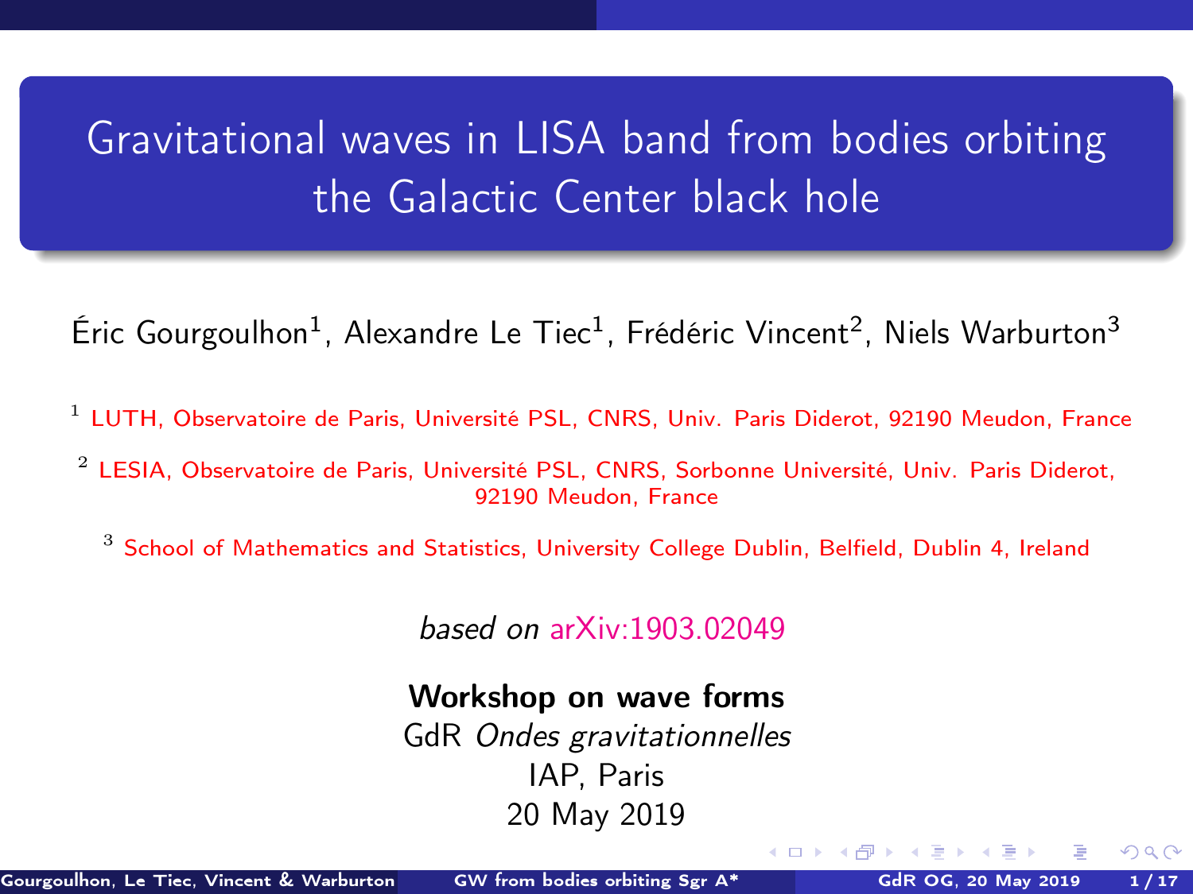# Gravitational waves in LISA band from bodies orbiting the Galactic Center black hole

Éric Gourgoulhon[1], Alexandre Le Tiec[1], Frédéric Vincent[2], Niels Warburton[3]

[1] LUTH, Observatoire de Paris, Université PSL, CNRS, Univ. Paris Diderot, 92190 Meudon, France

[2] LESIA, Observatoire de Paris, Université PSL, CNRS, Sorbonne Université, Univ. Paris Diderot, 92190 Meudon, France

[3] School of Mathematics and Statistics, University College Dublin, Belfield, Dublin 4, Ireland

*based on* arXiv:1903.02049

**Workshop on wave forms**
GdR *Ondes gravitationnelles*
IAP, Paris
20 May 2019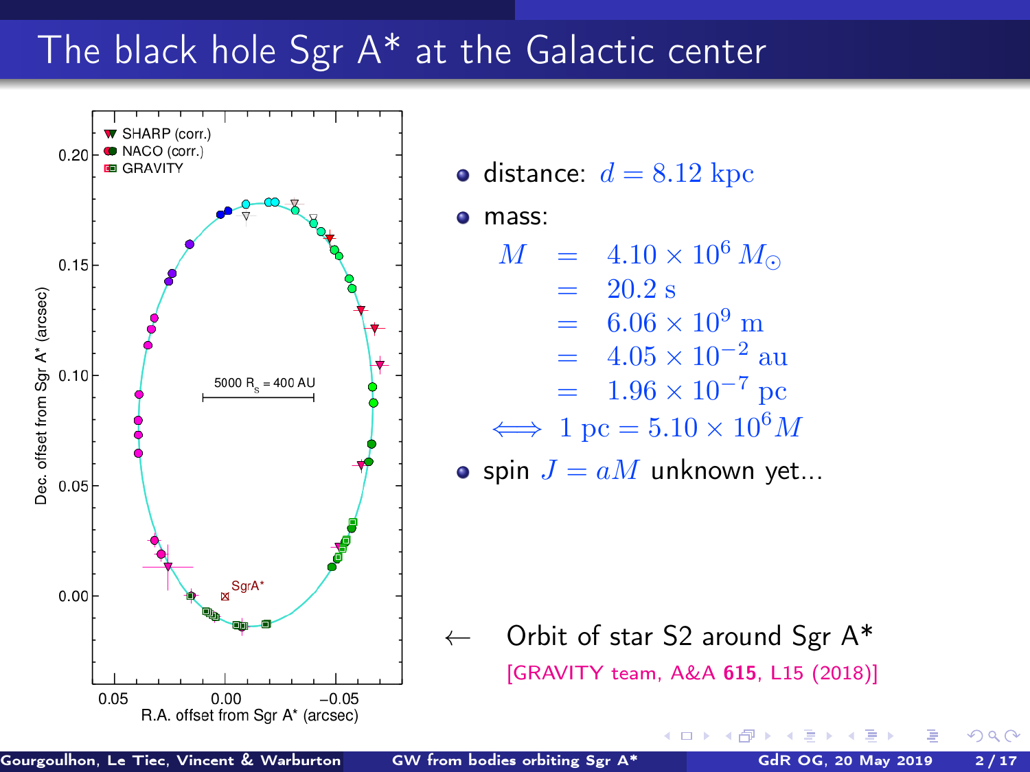# The black hole Sgr A* at the Galactic center

- distance: $d = 8.12\ \mathrm{kpc}$
- mass:

$$
\begin{aligned}
M &= 4.10 \times 10^6\, M_\odot \\
&= 20.2\ \mathrm{s} \\
&= 6.06 \times 10^9\ \mathrm{m} \\
&= 4.05 \times 10^{-2}\ \mathrm{au} \\
&= 1.96 \times 10^{-7}\ \mathrm{pc}
\end{aligned}
$$

$$\iff 1\ \mathrm{pc} = 5.10 \times 10^6 M$$

- spin $J = aM$ unknown yet...

← Orbit of star S2 around Sgr A*

[GRAVITY team, A&A **615**, L15 (2018)]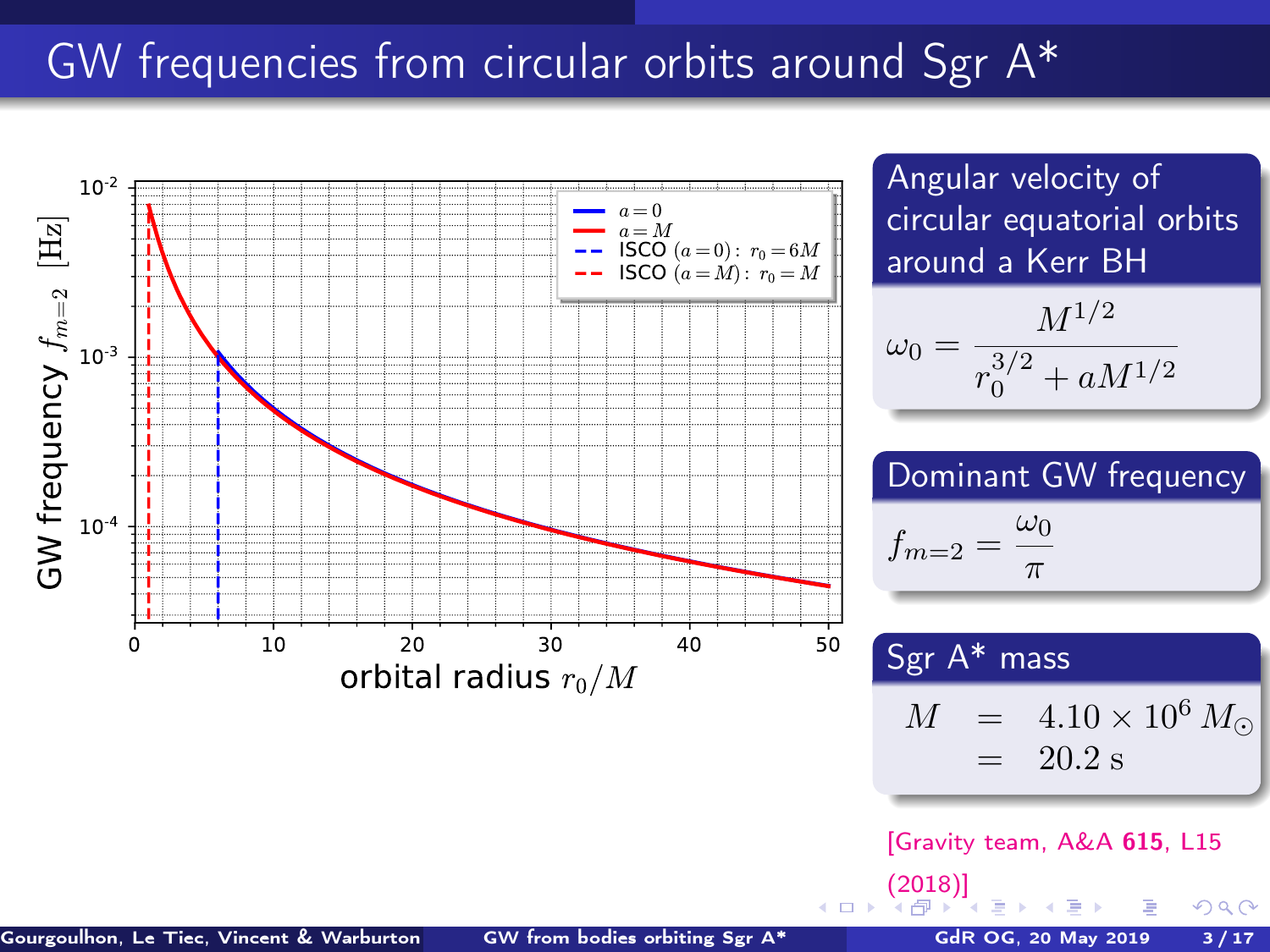# GW frequencies from circular orbits around Sgr A*

## Angular velocity of circular equatorial orbits around a Kerr BH

$$\omega_0 = \frac{M^{1/2}}{r_0^{3/2} + aM^{1/2}}$$

## Dominant GW frequency

$$f_{m=2} = \frac{\omega_0}{\pi}$$

## Sgr A* mass

$$\begin{aligned} M &= 4.10 \times 10^6 \, M_\odot \\ &= 20.2 \text{ s} \end{aligned}$$

[Gravity team, A&A **615**, L15 (2018)]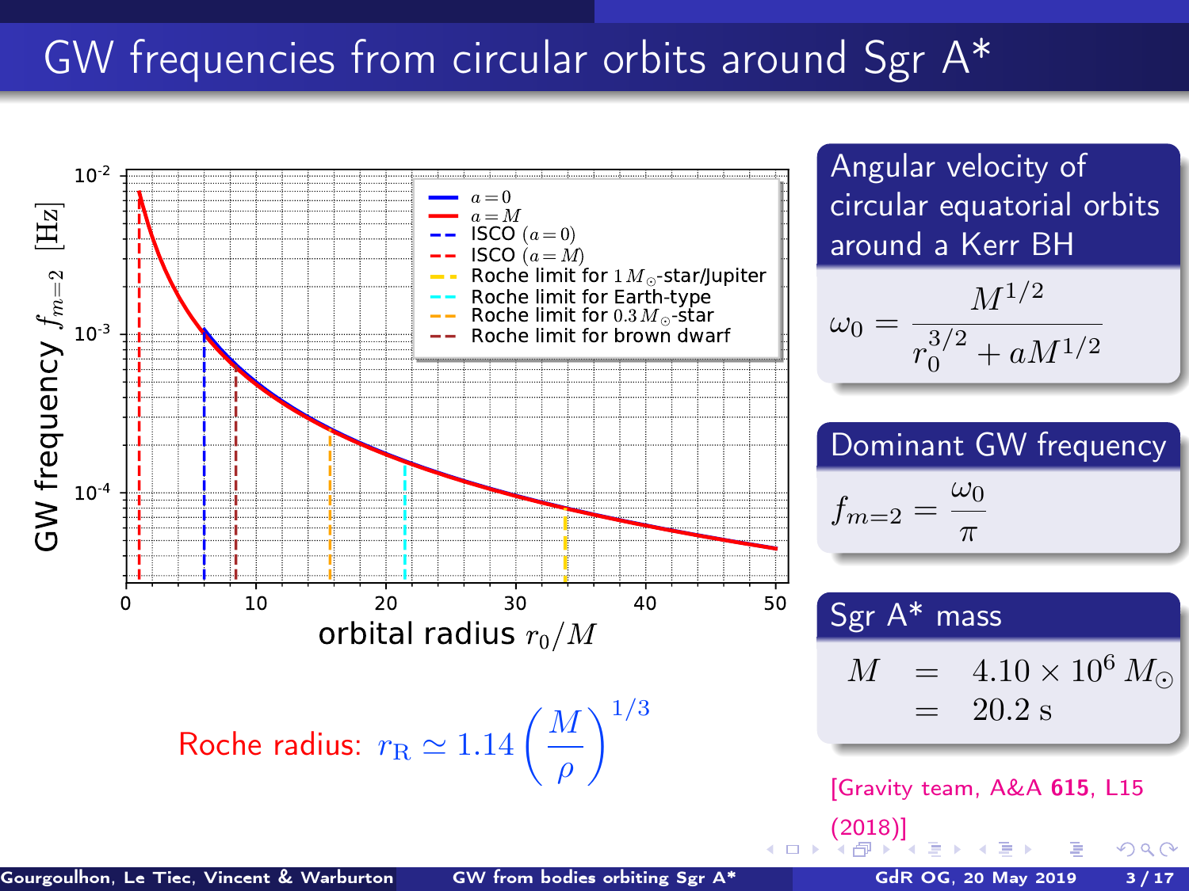# GW frequencies from circular orbits around Sgr A*

Roche radius: $r_{\rm R} \simeq 1.14 \left(\frac{M}{\rho}\right)^{1/3}$

## Angular velocity of circular equatorial orbits around a Kerr BH

$$\omega_0 = \frac{M^{1/2}}{r_0^{3/2} + aM^{1/2}}$$

## Dominant GW frequency

$$f_{m=2} = \frac{\omega_0}{\pi}$$

## Sgr A* mass

$$M = 4.10 \times 10^6 \, M_\odot = 20.2 \text{ s}$$

[Gravity team, A&A **615**, L15 (2018)]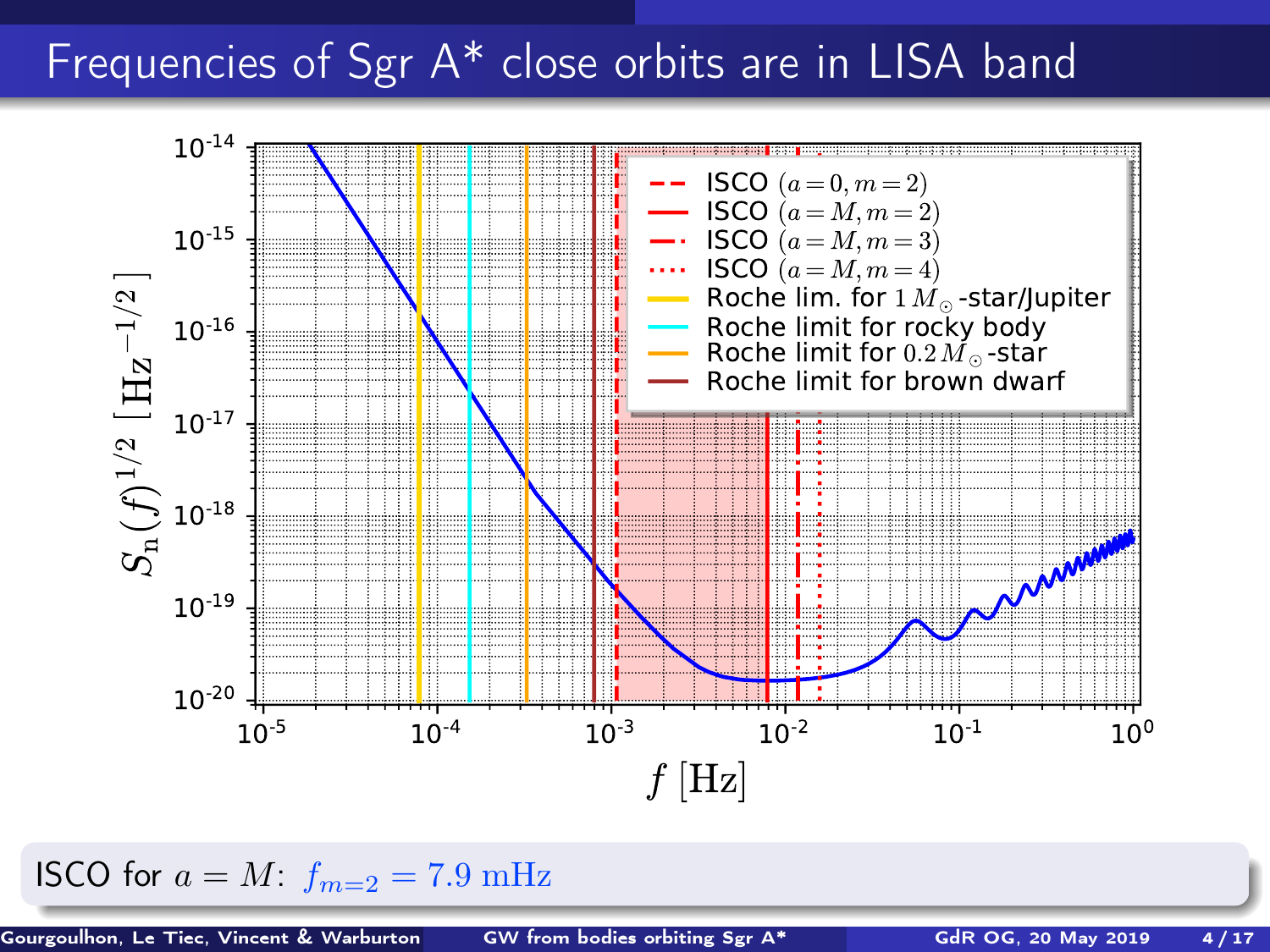# Frequencies of Sgr A* close orbits are in LISA band

ISCO for $a = M$: $f_{m=2} = 7.9\ \text{mHz}$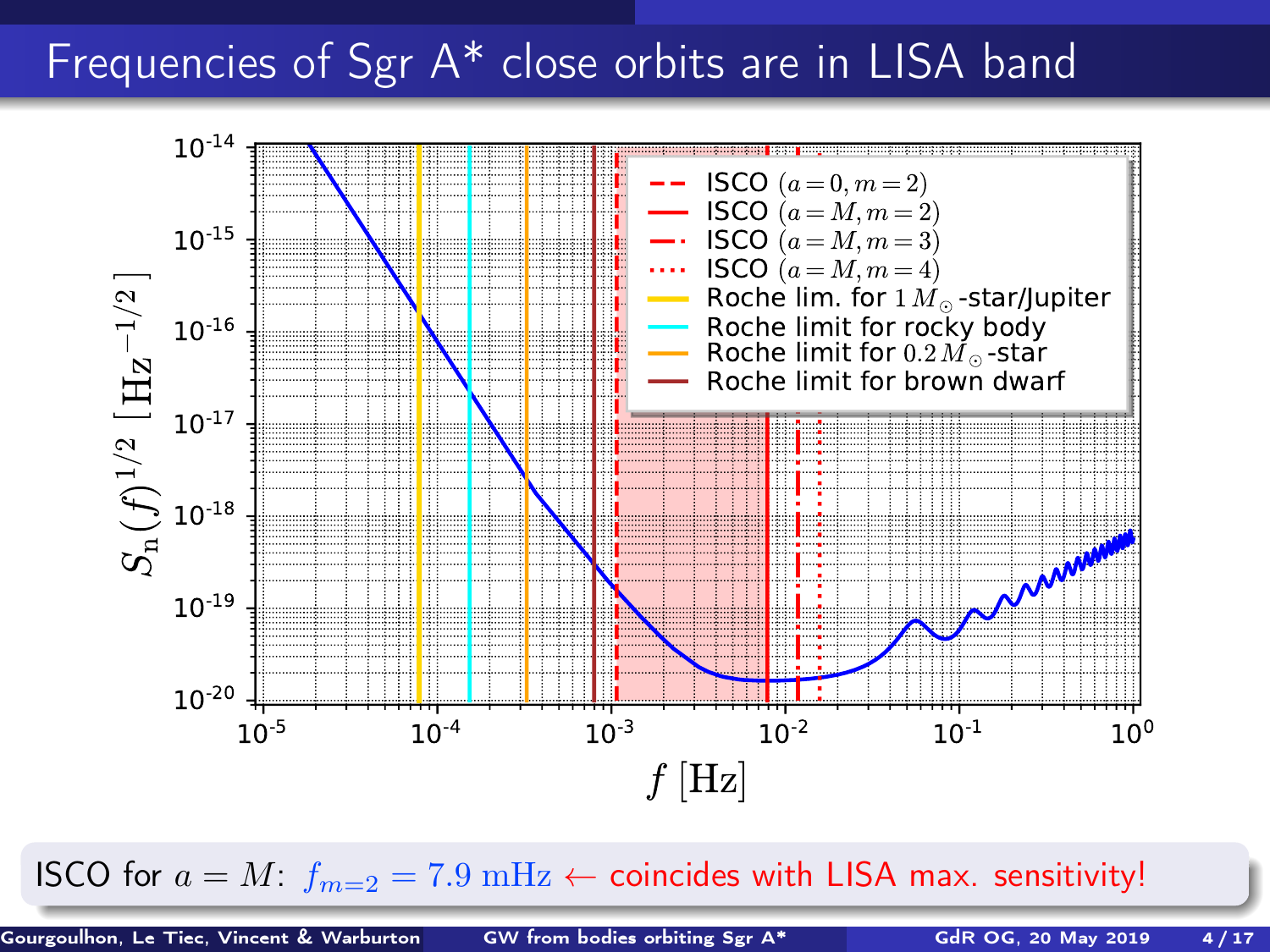# Frequencies of Sgr A* close orbits are in LISA band

$S_n(f)^{1/2}\ [\mathrm{Hz}^{-1/2}]$

$f\ [\mathrm{Hz}]$

- ISCO $(a=0, m=2)$
- ISCO $(a=M, m=2)$
- ISCO $(a=M, m=3)$
- ISCO $(a=M, m=4)$
- Roche lim. for $1\,M_\odot$-star/Jupiter
- Roche limit for rocky body
- Roche limit for $0.2\,M_\odot$-star
- Roche limit for brown dwarf

ISCO for $a = M$: $f_{m=2} = 7.9\ \mathrm{mHz}$ ← coincides with LISA max. sensitivity!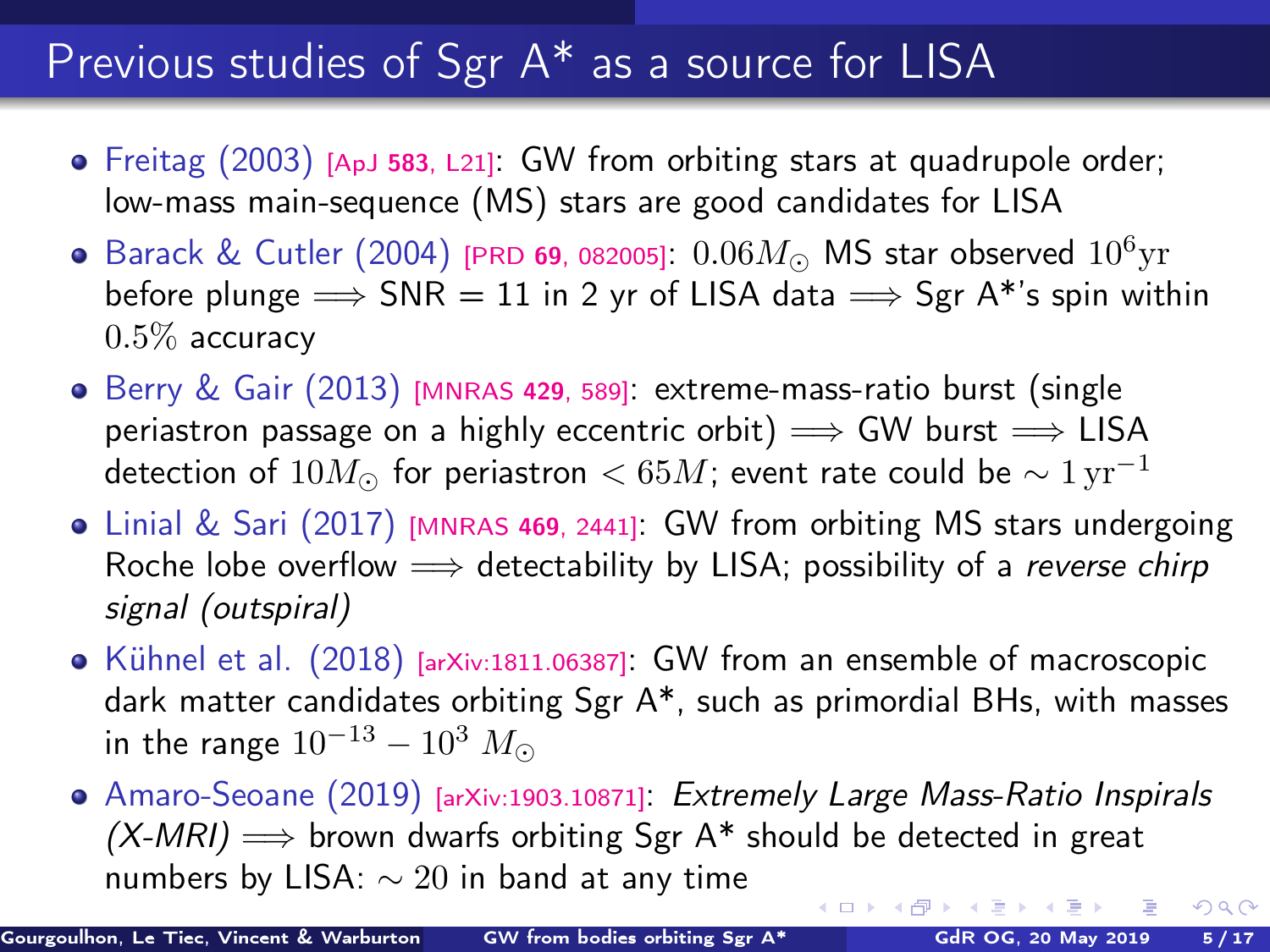# Previous studies of Sgr A* as a source for LISA

- Freitag (2003) [ApJ **583**, L21]: GW from orbiting stars at quadrupole order; low-mass main-sequence (MS) stars are good candidates for LISA
- Barack & Cutler (2004) [PRD **69**, 082005]: $0.06M_\odot$ MS star observed $10^6\mathrm{yr}$ before plunge $\Longrightarrow$ SNR = 11 in 2 yr of LISA data $\Longrightarrow$ Sgr A*'s spin within $0.5\%$ accuracy
- Berry & Gair (2013) [MNRAS **429**, 589]: extreme-mass-ratio burst (single periastron passage on a highly eccentric orbit) $\Longrightarrow$ GW burst $\Longrightarrow$ LISA detection of $10M_\odot$ for periastron $< 65M$; event rate could be $\sim 1\,\mathrm{yr}^{-1}$
- Linial & Sari (2017) [MNRAS **469**, 2441]: GW from orbiting MS stars undergoing Roche lobe overflow $\Longrightarrow$ detectability by LISA; possibility of a *reverse chirp signal (outspiral)*
- Kühnel et al. (2018) [arXiv:1811.06387]: GW from an ensemble of macroscopic dark matter candidates orbiting Sgr A*, such as primordial BHs, with masses in the range $10^{-13} - 10^3\ M_\odot$
- Amaro-Seoane (2019) [arXiv:1903.10871]: *Extremely Large Mass-Ratio Inspirals (X-MRI)* $\Longrightarrow$ brown dwarfs orbiting Sgr A* should be detected in great numbers by LISA: $\sim 20$ in band at any time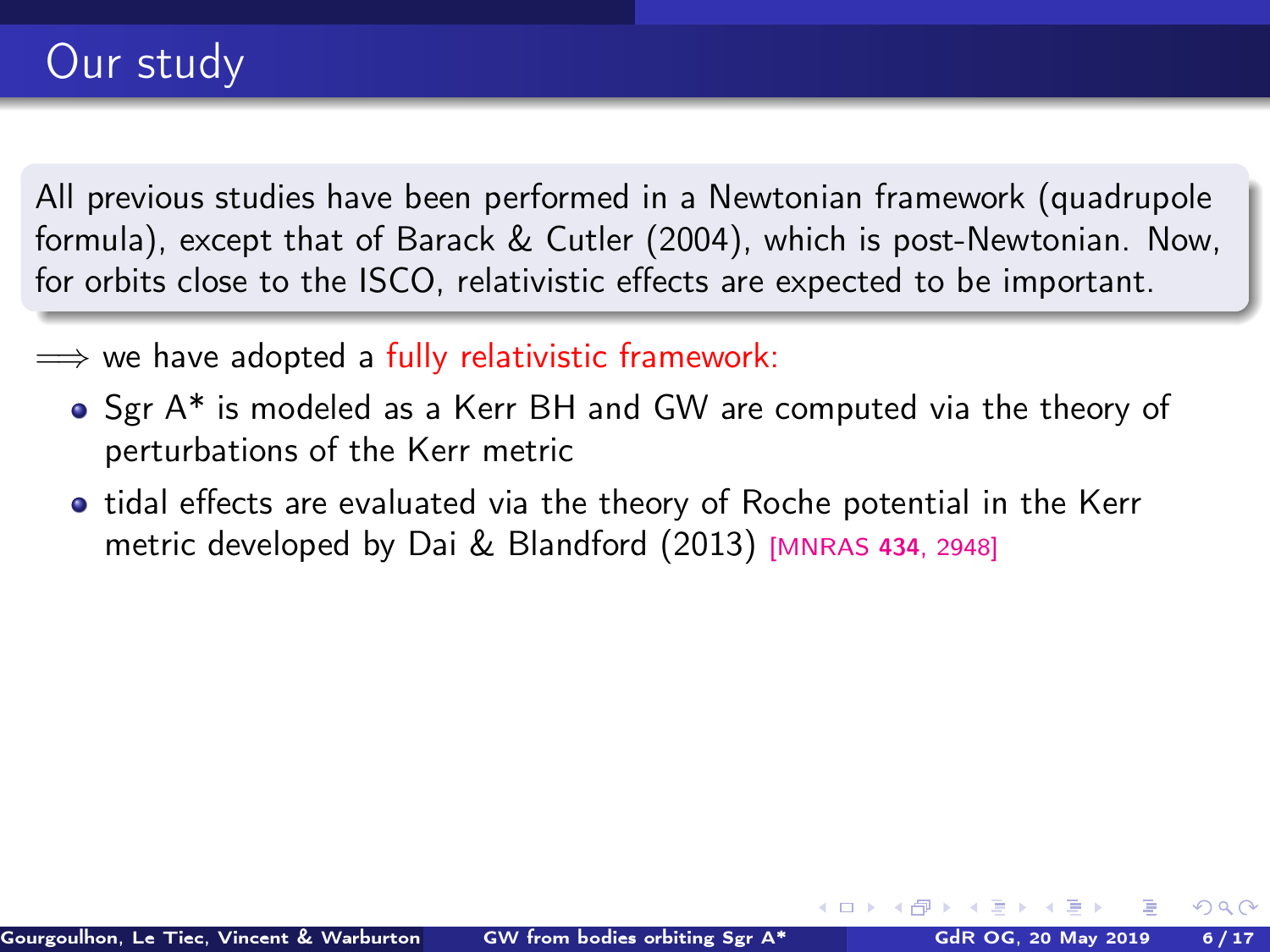# Our study

All previous studies have been performed in a Newtonian framework (quadrupole formula), except that of Barack & Cutler (2004), which is post-Newtonian. Now, for orbits close to the ISCO, relativistic effects are expected to be important.

$\Longrightarrow$ we have adopted a fully relativistic framework:

- Sgr A* is modeled as a Kerr BH and GW are computed via the theory of perturbations of the Kerr metric
- tidal effects are evaluated via the theory of Roche potential in the Kerr metric developed by Dai & Blandford (2013) [MNRAS **434**, 2948]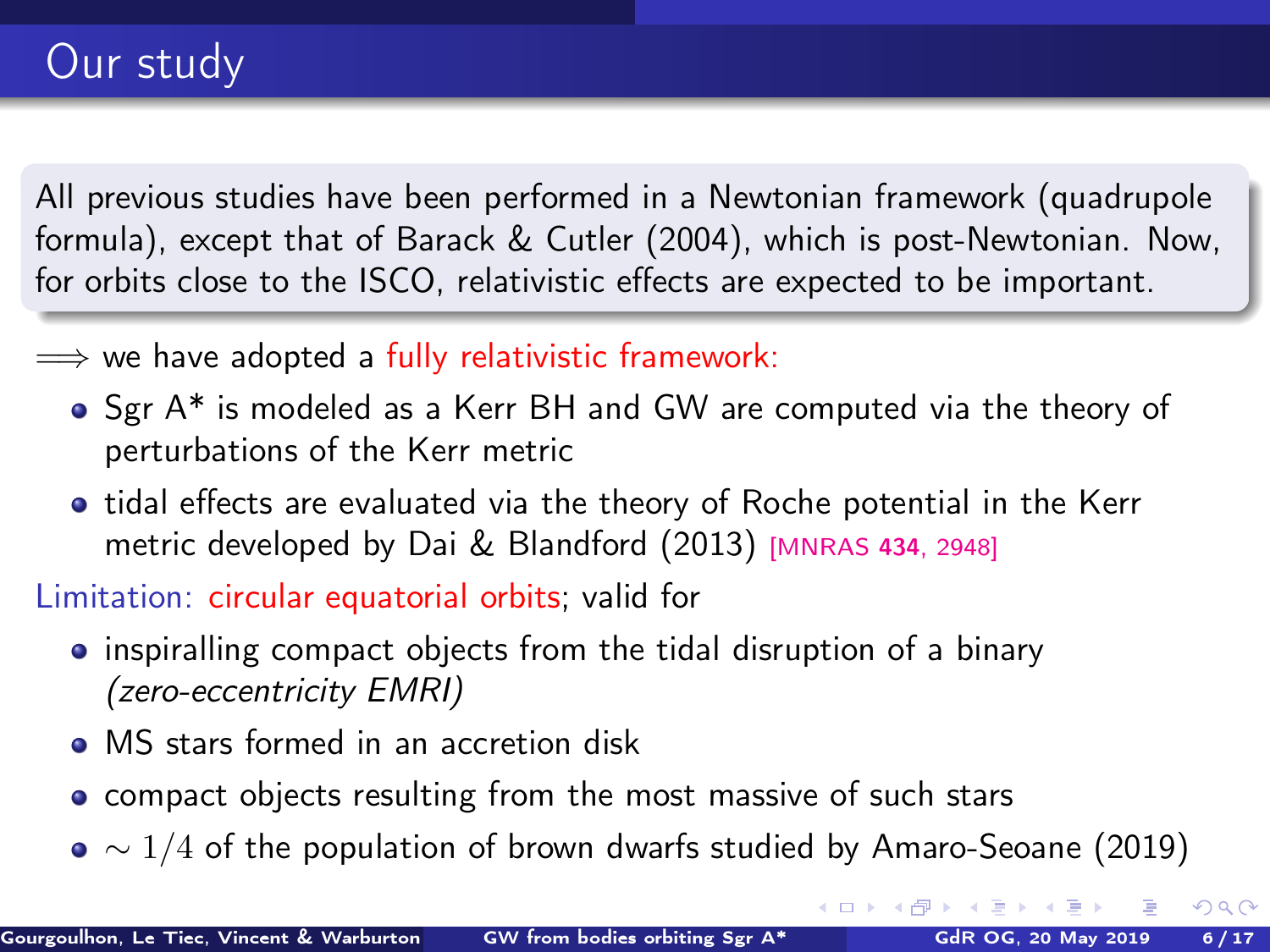# Our study

All previous studies have been performed in a Newtonian framework (quadrupole formula), except that of Barack & Cutler (2004), which is post-Newtonian. Now, for orbits close to the ISCO, relativistic effects are expected to be important.

$\Longrightarrow$ we have adopted a fully relativistic framework:

- Sgr A* is modeled as a Kerr BH and GW are computed via the theory of perturbations of the Kerr metric
- tidal effects are evaluated via the theory of Roche potential in the Kerr metric developed by Dai & Blandford (2013) [MNRAS **434**, 2948]

Limitation: circular equatorial orbits; valid for

- inspiralling compact objects from the tidal disruption of a binary *(zero-eccentricity EMRI)*
- MS stars formed in an accretion disk
- compact objects resulting from the most massive of such stars
- $\sim 1/4$ of the population of brown dwarfs studied by Amaro-Seoane (2019)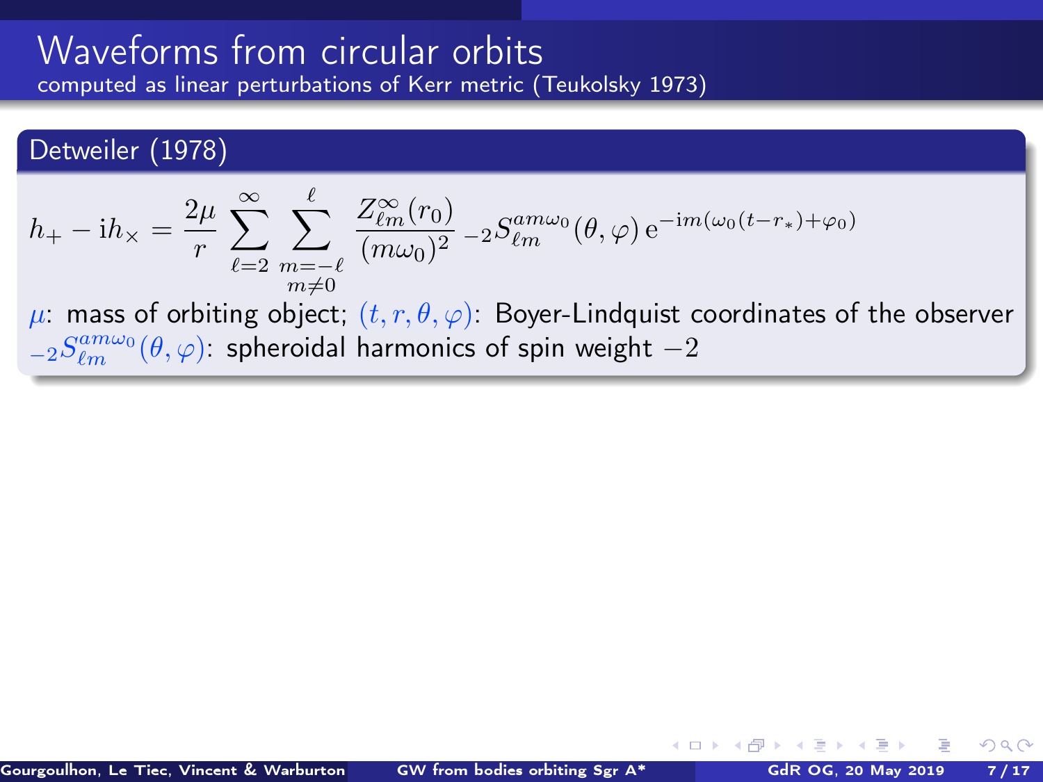# Waveforms from circular orbits

computed as linear perturbations of Kerr metric (Teukolsky 1973)

## Detweiler (1978)

$$h_+ - \mathrm{i} h_\times = \frac{2\mu}{r} \sum_{\ell=2}^{\infty} \sum_{\substack{m=-\ell \\ m\neq 0}}^{\ell} \frac{Z_{\ell m}^{\infty}(r_0)}{(m\omega_0)^2} \, {}_{-2}S_{\ell m}^{am\omega_0}(\theta, \varphi) \, \mathrm{e}^{-\mathrm{i}m(\omega_0(t-r_*)+\varphi_0)}$$

$\mu$: mass of orbiting object; $(t, r, \theta, \varphi)$: Boyer-Lindquist coordinates of the observer

${}_{-2}S_{\ell m}^{am\omega_0}(\theta, \varphi)$: spheroidal harmonics of spin weight $-2$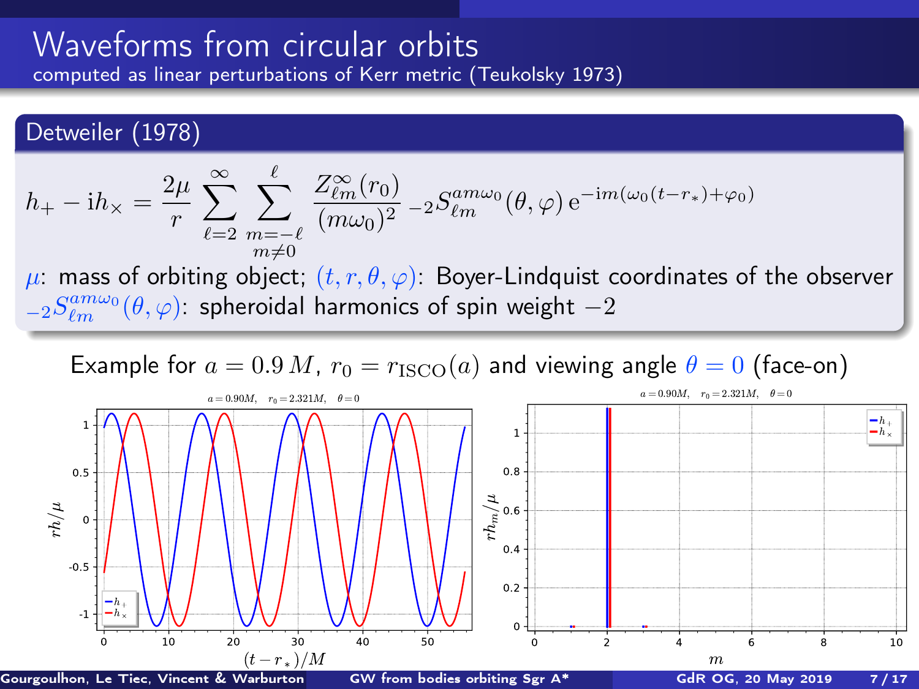# Waveforms from circular orbits

computed as linear perturbations of Kerr metric (Teukolsky 1973)

## Detweiler (1978)

$$h_+ - \mathrm{i}h_\times = \frac{2\mu}{r} \sum_{\ell=2}^{\infty} \sum_{\substack{m=-\ell \\ m\neq 0}}^{\ell} \frac{Z^\infty_{\ell m}(r_0)}{(m\omega_0)^2} \, {}_{-2}S^{am\omega_0}_{\ell m}(\theta,\varphi)\, \mathrm{e}^{-\mathrm{i}m(\omega_0(t-r_*)+\varphi_0)}$$

$\mu$: mass of orbiting object; $(t, r, \theta, \varphi)$: Boyer-Lindquist coordinates of the observer
${}_{-2}S^{am\omega_0}_{\ell m}(\theta,\varphi)$: spheroidal harmonics of spin weight $-2$

Example for $a = 0.9\,M$, $r_0 = r_{\rm ISCO}(a)$ and viewing angle $\theta = 0$ (face-on)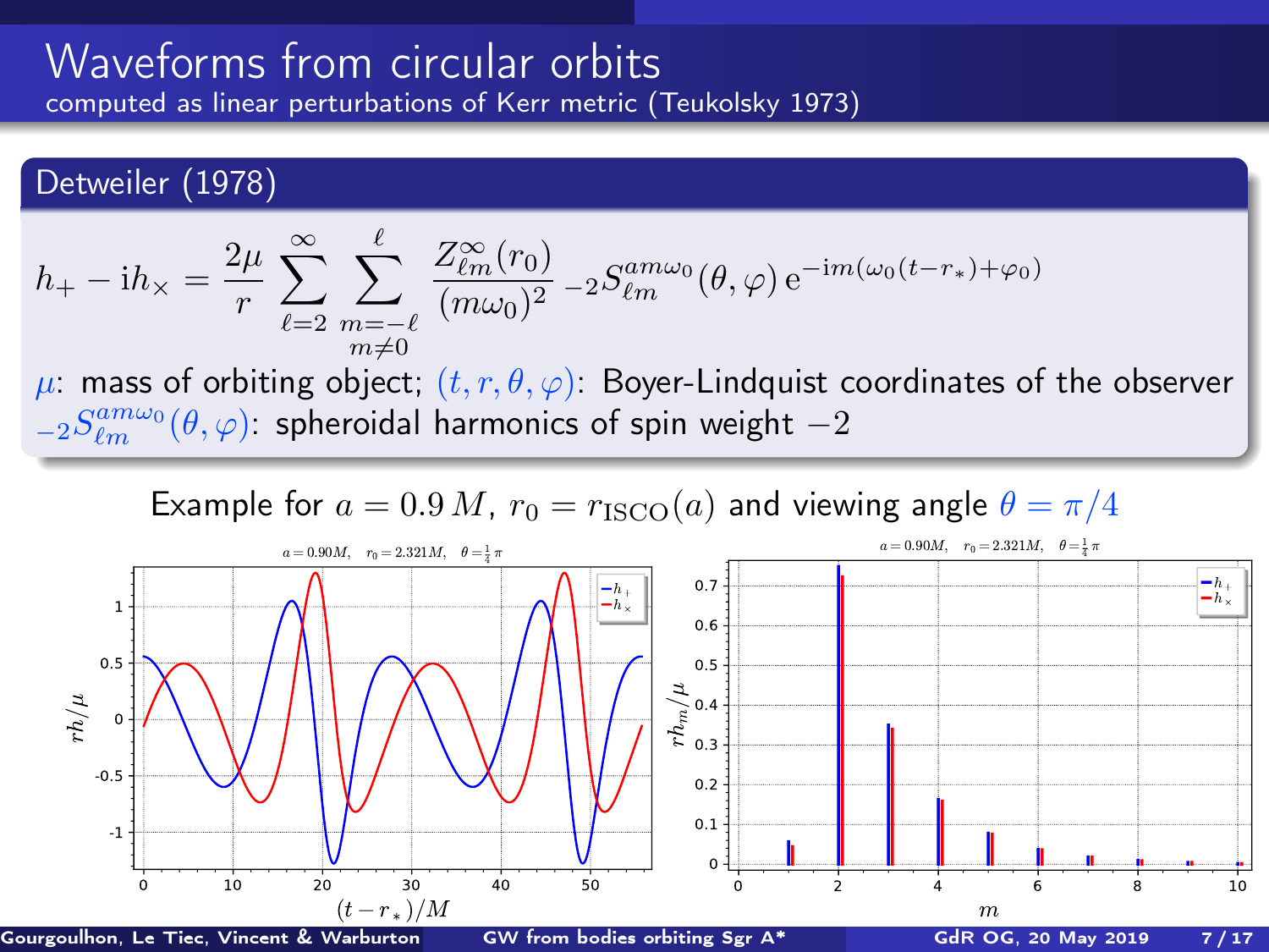# Waveforms from circular orbits

computed as linear perturbations of Kerr metric (Teukolsky 1973)

## Detweiler (1978)

$$h_+ - \mathrm{i} h_\times = \frac{2\mu}{r} \sum_{\ell=2}^{\infty} \sum_{\substack{m=-\ell \\ m\neq 0}}^{\ell} \frac{Z^{\infty}_{\ell m}(r_0)}{(m\omega_0)^2} \, {}_{-2}S^{am\omega_0}_{\ell m}(\theta,\varphi)\, \mathrm{e}^{-\mathrm{i}m(\omega_0(t-r_*)+\varphi_0)}$$

$\mu$: mass of orbiting object; $(t, r, \theta, \varphi)$: Boyer-Lindquist coordinates of the observer
${}_{-2}S^{am\omega_0}_{\ell m}(\theta,\varphi)$: spheroidal harmonics of spin weight $-2$

Example for $a = 0.9\,M$, $r_0 = r_{\rm ISCO}(a)$ and viewing angle $\theta = \pi/4$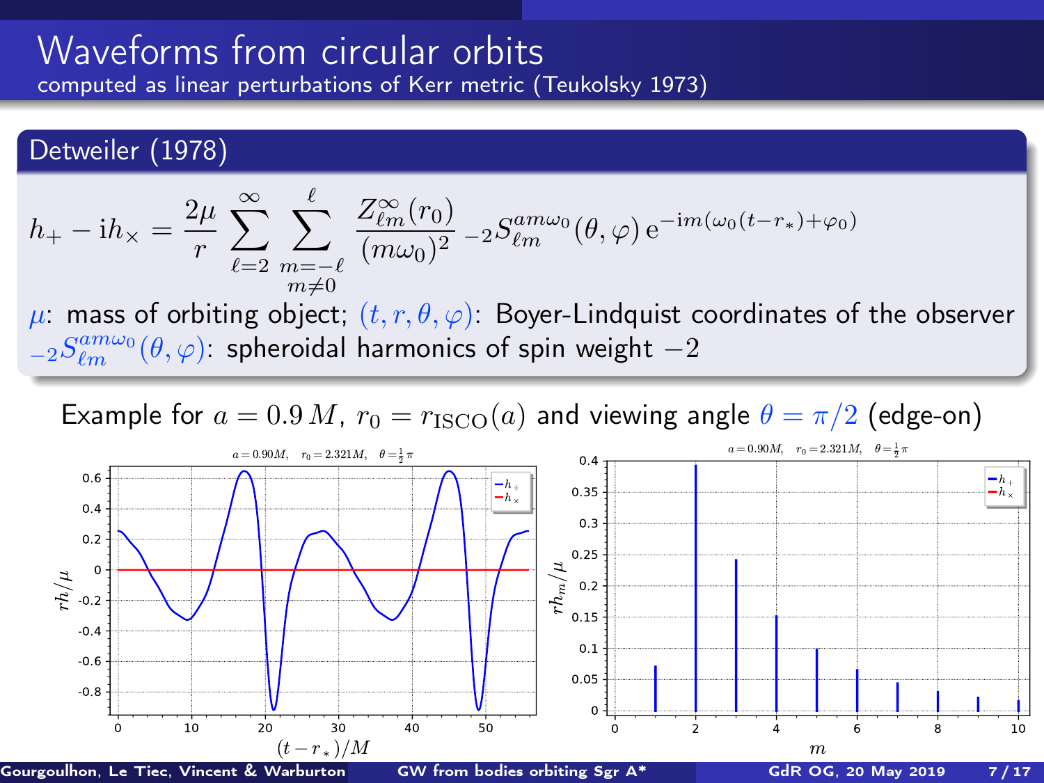# Waveforms from circular orbits

computed as linear perturbations of Kerr metric (Teukolsky 1973)

## Detweiler (1978)

$$h_+ - \mathrm{i}h_\times = \frac{2\mu}{r} \sum_{\ell=2}^{\infty} \sum_{\substack{m=-\ell \\ m\neq 0}}^{\ell} \frac{Z^\infty_{\ell m}(r_0)}{(m\omega_0)^2} \, {}_{-2}S^{am\omega_0}_{\ell m}(\theta, \varphi) \, \mathrm{e}^{-\mathrm{i}m(\omega_0(t-r_*)+\varphi_0)}$$

$\mu$: mass of orbiting object; $(t, r, \theta, \varphi)$: Boyer-Lindquist coordinates of the observer
${}_{-2}S^{am\omega_0}_{\ell m}(\theta, \varphi)$: spheroidal harmonics of spin weight $-2$

Example for $a = 0.9\,M$, $r_0 = r_{\rm ISCO}(a)$ and viewing angle $\theta = \pi/2$ (edge-on)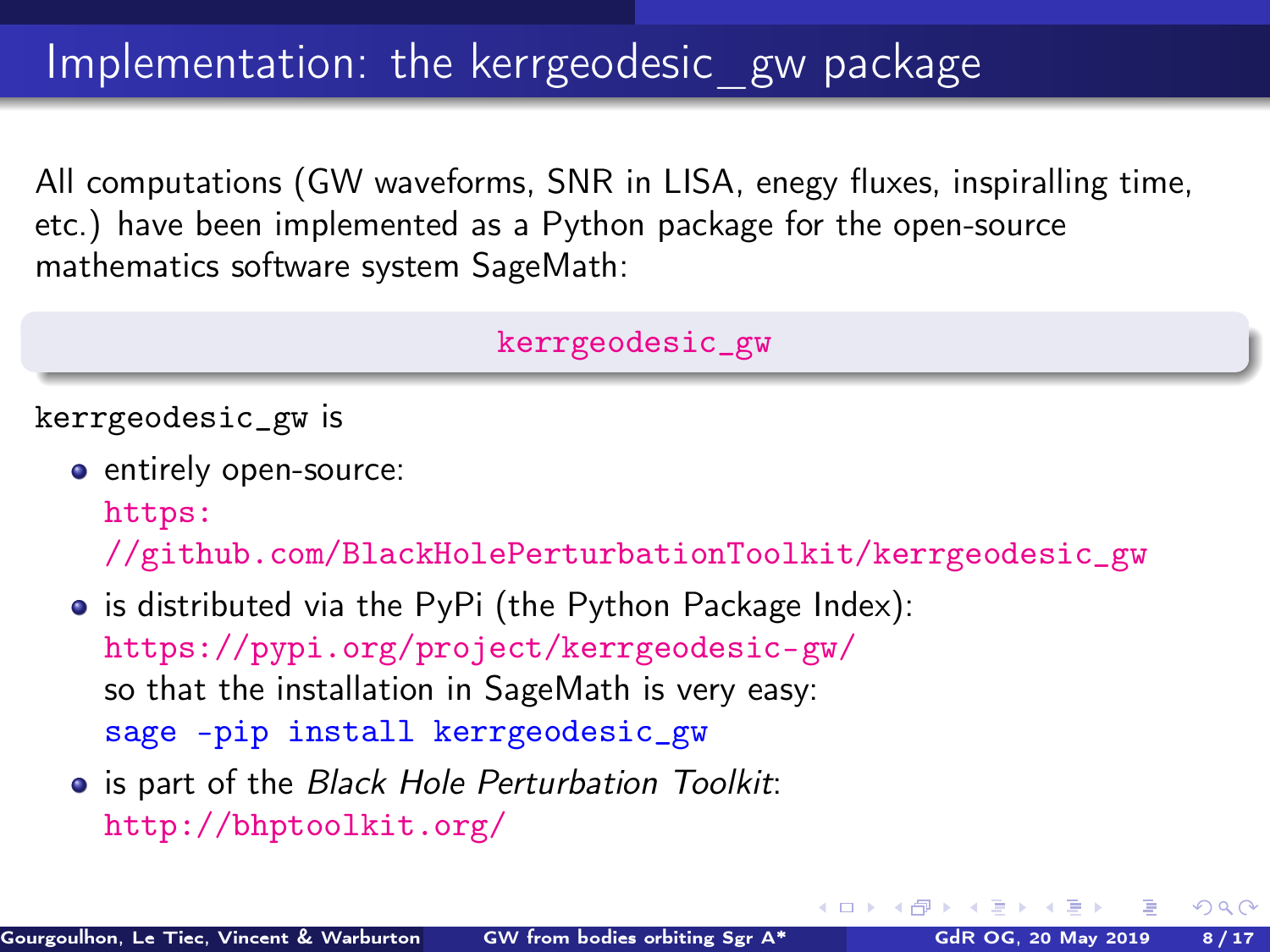# Implementation: the kerrgeodesic_gw package

All computations (GW waveforms, SNR in LISA, enegy fluxes, inspiralling time, etc.) have been implemented as a Python package for the open-source mathematics software system SageMath:

**kerrgeodesic_gw**

`kerrgeodesic_gw` is

- entirely open-source:
  https://github.com/BlackHolePerturbationToolkit/kerrgeodesic_gw
- is distributed via the PyPi (the Python Package Index):
  https://pypi.org/project/kerrgeodesic-gw/
  so that the installation in SageMath is very easy:
  `sage -pip install kerrgeodesic_gw`
- is part of the *Black Hole Perturbation Toolkit*:
  http://bhptoolkit.org/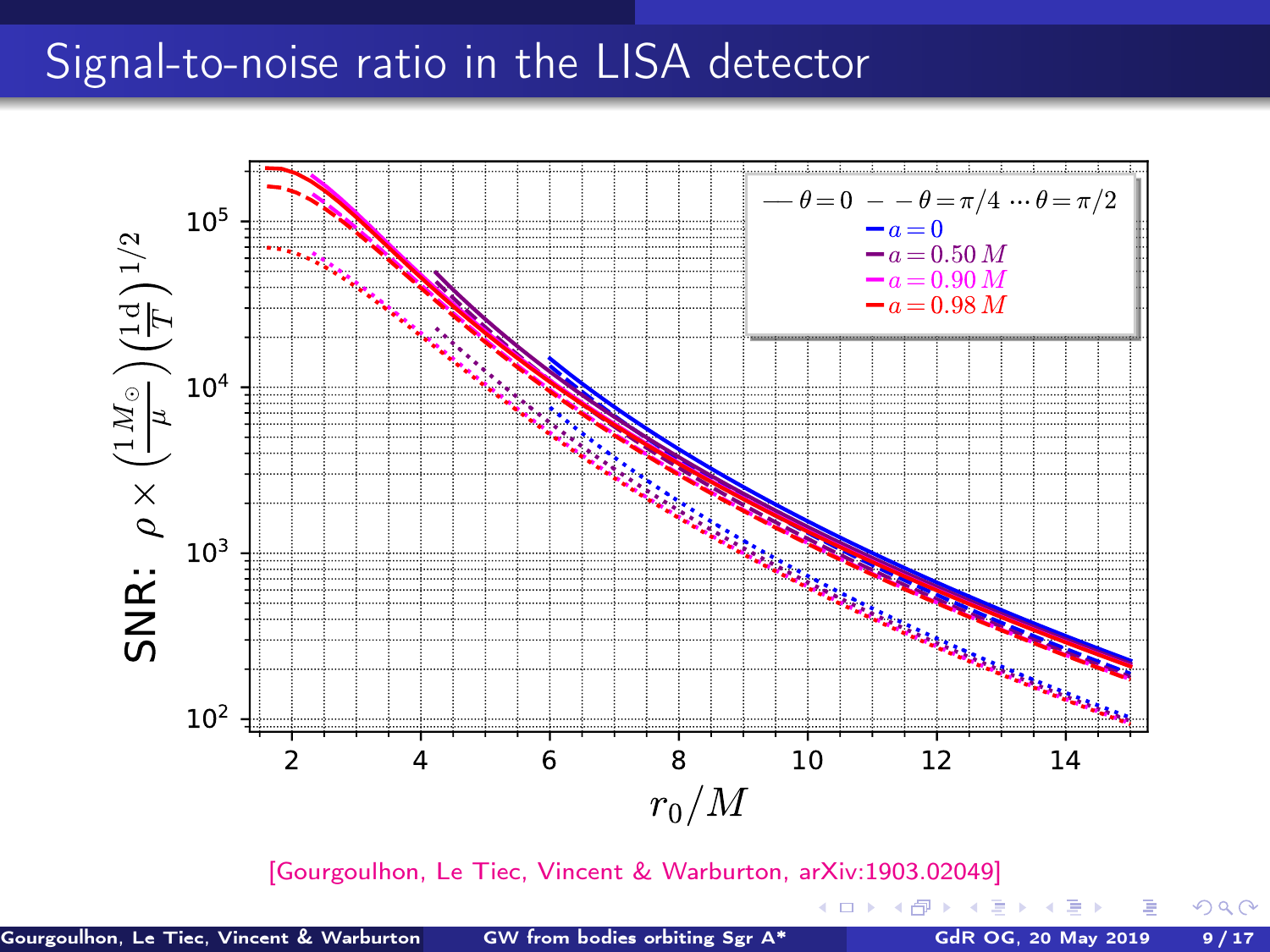# Signal-to-noise ratio in the LISA detector

[Gourgoulhon, Le Tiec, Vincent & Warburton, arXiv:1903.02049]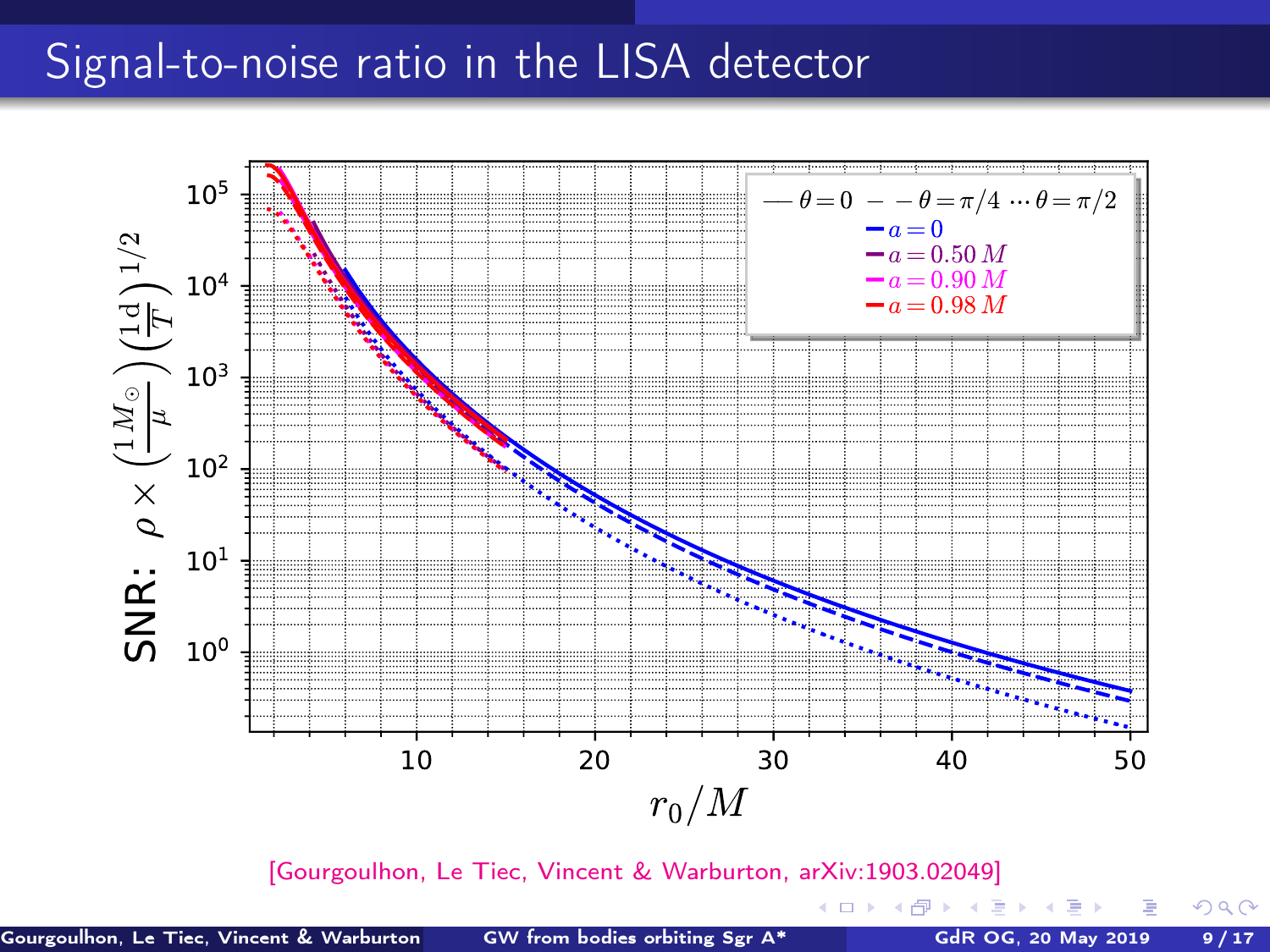# Signal-to-noise ratio in the LISA detector

[Gourgoulhon, Le Tiec, Vincent & Warburton, arXiv:1903.02049]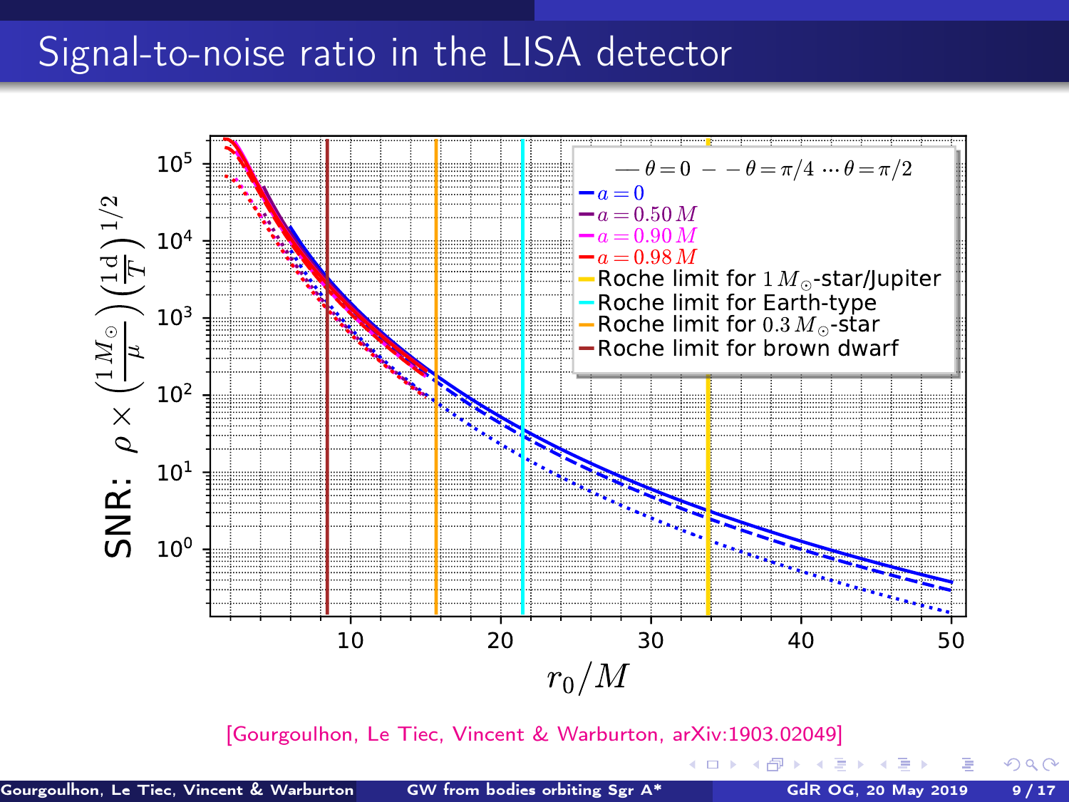# Signal-to-noise ratio in the LISA detector

SNR: $\rho \times \left(\frac{1\,M_\odot}{\mu}\right)\left(\frac{1\,\mathrm{d}}{T}\right)^{1/2}$

$r_0/M$

— $\theta = 0$ – – $\theta = \pi/4$ ··· $\theta = \pi/2$

- $a = 0$
- $a = 0.50\,M$
- $a = 0.90\,M$
- $a = 0.98\,M$
- Roche limit for $1\,M_\odot$-star/Jupiter
- Roche limit for Earth-type
- Roche limit for $0.3\,M_\odot$-star
- Roche limit for brown dwarf

[Gourgoulhon, Le Tiec, Vincent & Warburton, arXiv:1903.02049]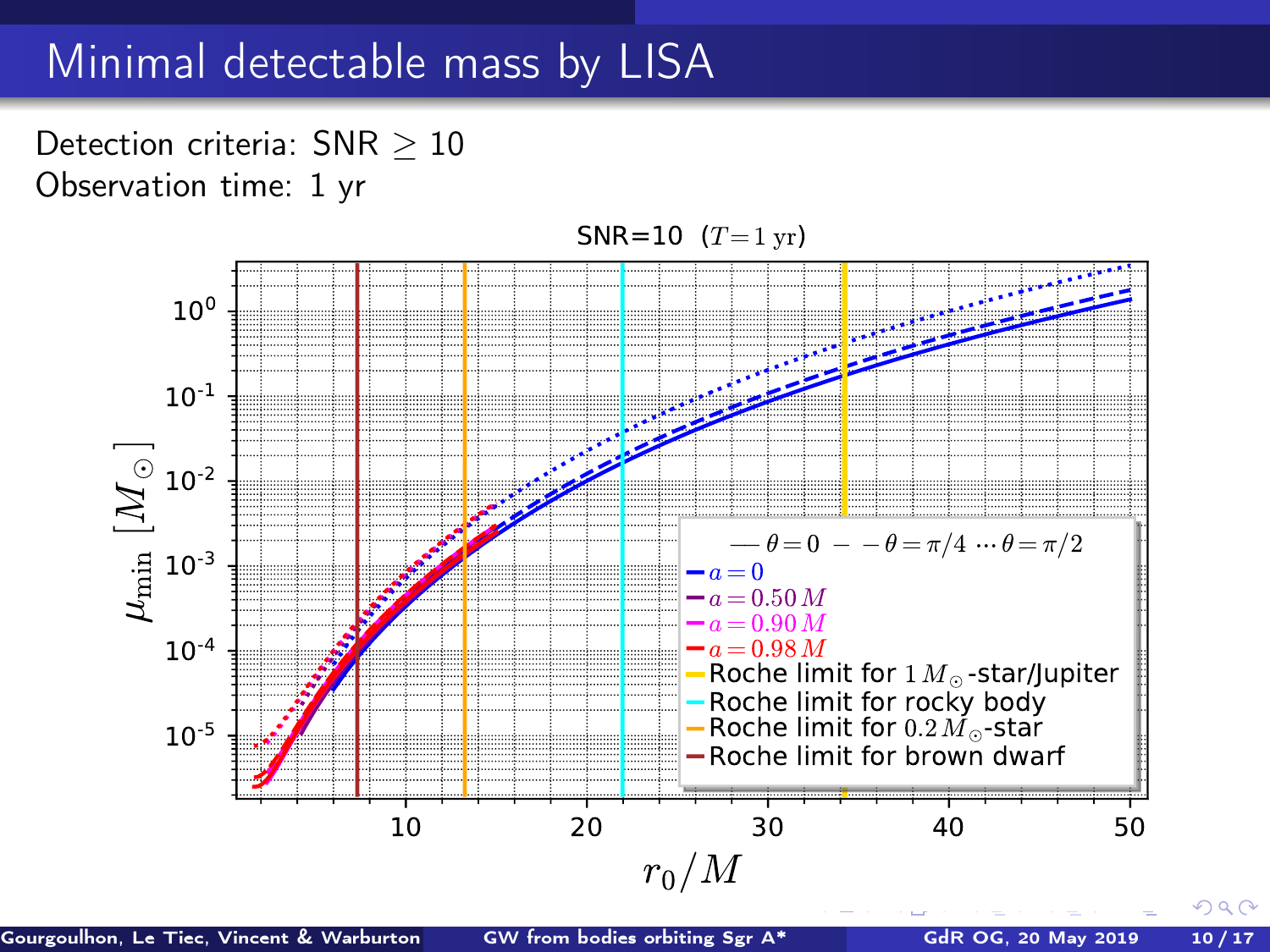# Minimal detectable mass by LISA

Detection criteria: SNR $\geq$ 10

Observation time: 1 yr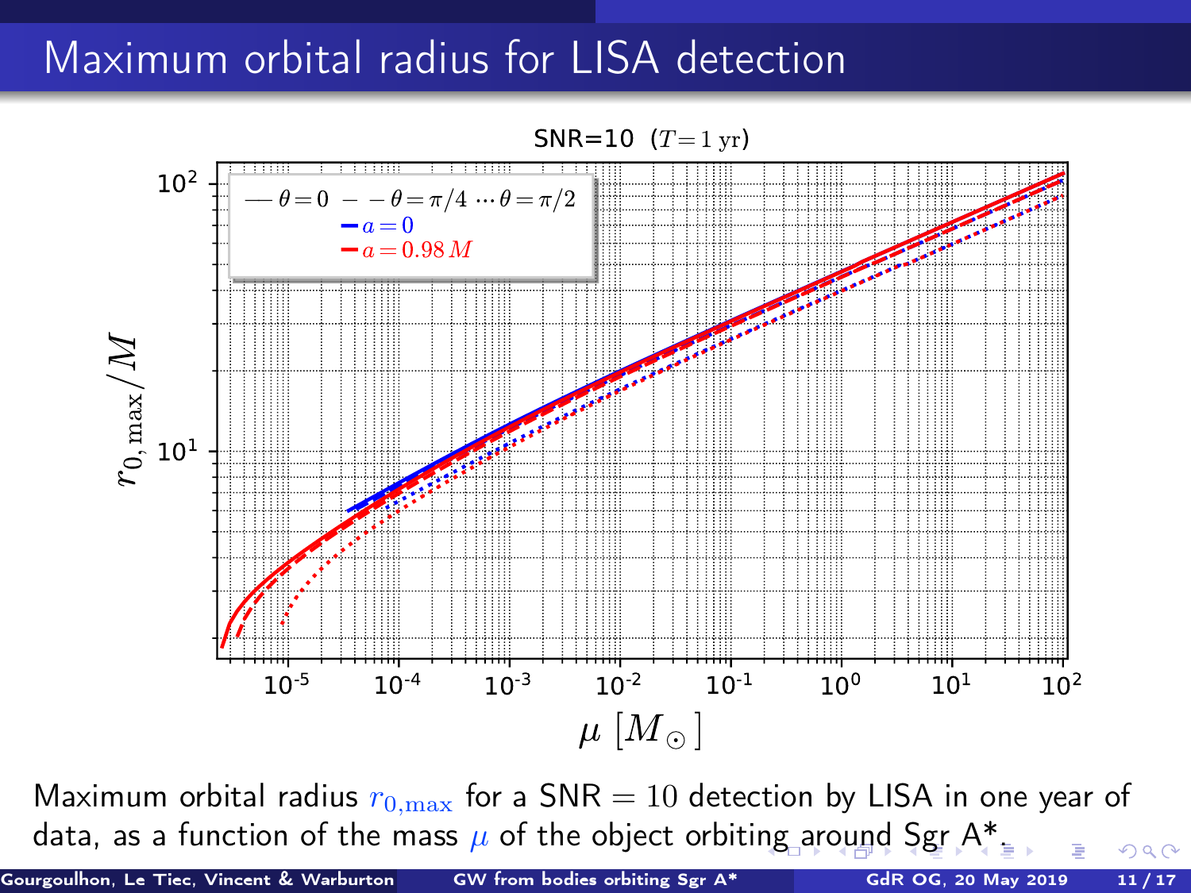# Maximum orbital radius for LISA detection

Maximum orbital radius $r_{0,\mathrm{max}}$ for a SNR $= 10$ detection by LISA in one year of data, as a function of the mass $\mu$ of the object orbiting around Sgr A*.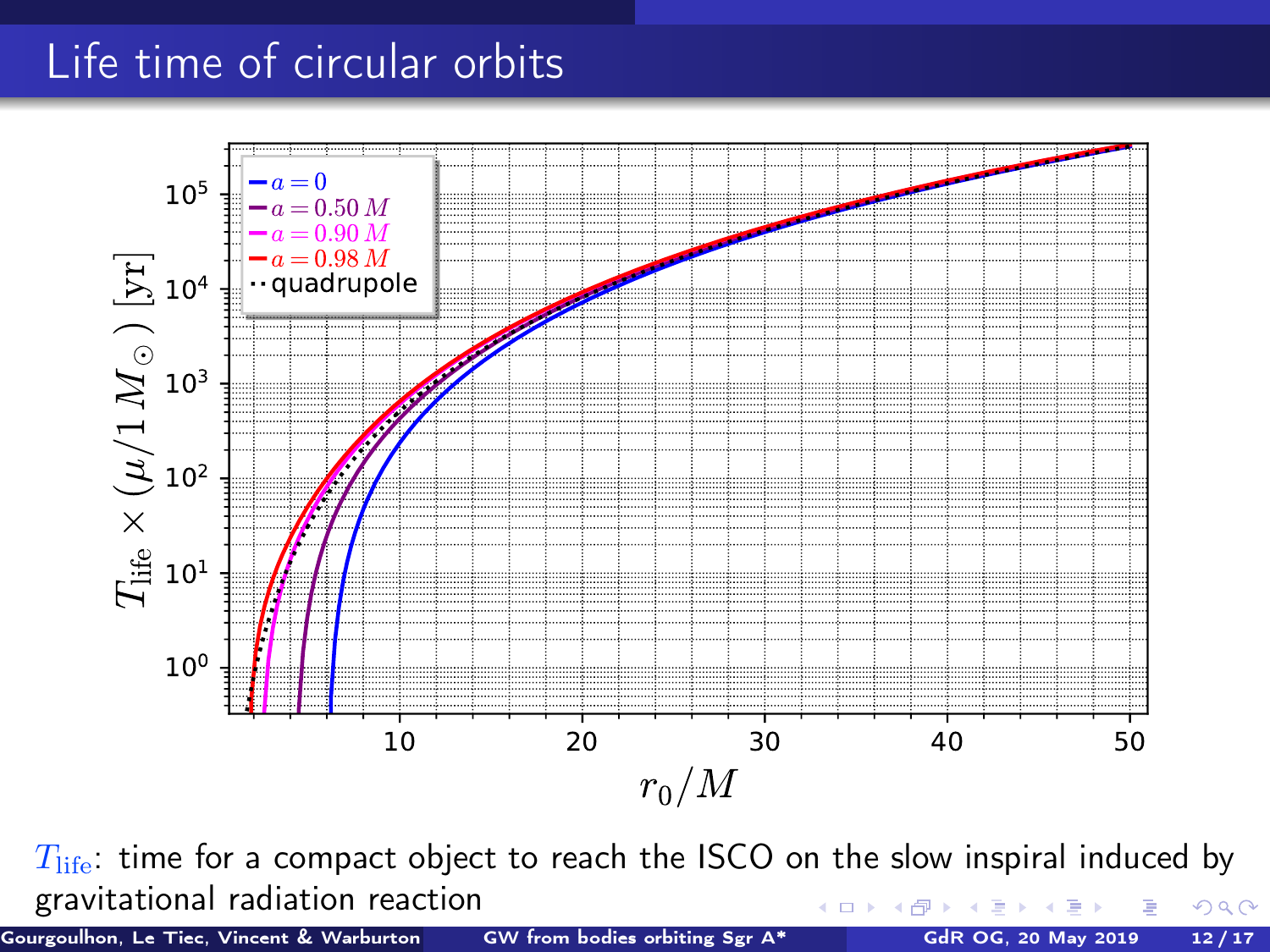# Life time of circular orbits

$T_{\rm life}$: time for a compact object to reach the ISCO on the slow inspiral induced by gravitational radiation reaction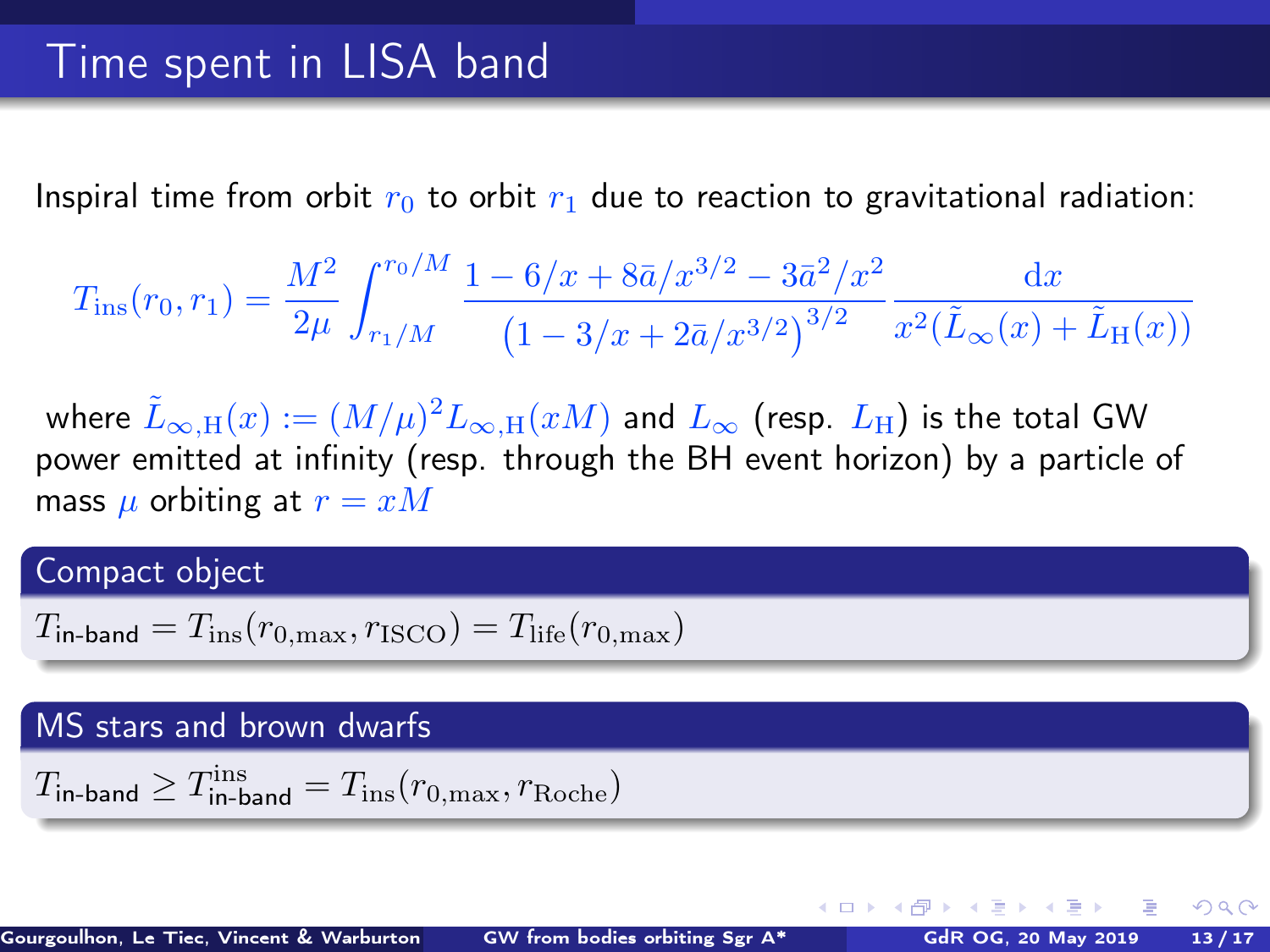# Time spent in LISA band

Inspiral time from orbit $r_0$ to orbit $r_1$ due to reaction to gravitational radiation:

$$T_{\rm ins}(r_0, r_1) = \frac{M^2}{2\mu} \int_{r_1/M}^{r_0/M} \frac{1 - 6/x + 8\bar{a}/x^{3/2} - 3\bar{a}^2/x^2}{\left(1 - 3/x + 2\bar{a}/x^{3/2}\right)^{3/2}} \frac{\mathrm{d}x}{x^2(\tilde{L}_\infty(x) + \tilde{L}_{\rm H}(x))}$$

where $\tilde{L}_{\infty,{\rm H}}(x) := (M/\mu)^2 L_{\infty,{\rm H}}(xM)$ and $L_\infty$ (resp. $L_{\rm H}$) is the total GW power emitted at infinity (resp. through the BH event horizon) by a particle of mass $\mu$ orbiting at $r = xM$

## Compact object

$$T_{\text{in-band}} = T_{\rm ins}(r_{0,\rm max}, r_{\rm ISCO}) = T_{\rm life}(r_{0,\rm max})$$

## MS stars and brown dwarfs

$$T_{\text{in-band}} \geq T_{\text{in-band}}^{\rm ins} = T_{\rm ins}(r_{0,\rm max}, r_{\rm Roche})$$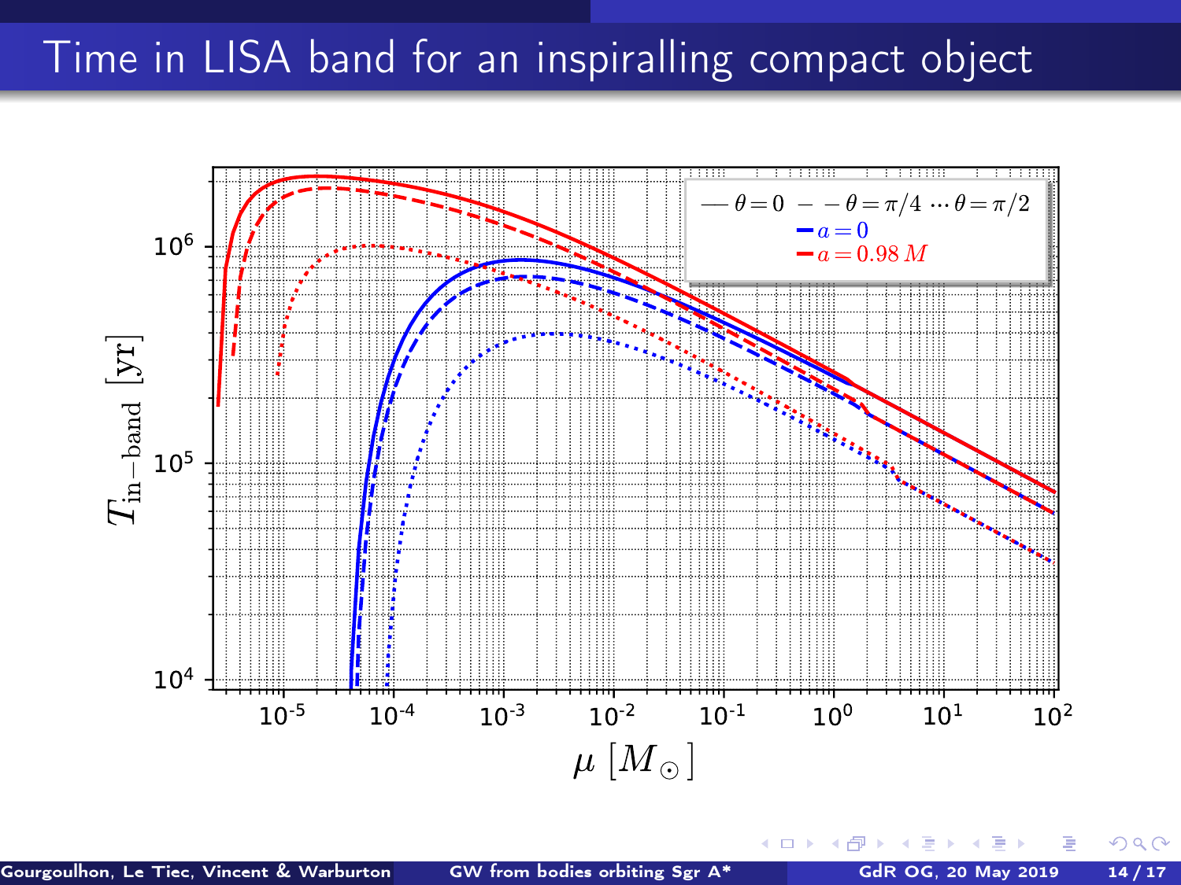# Time in LISA band for an inspiralling compact object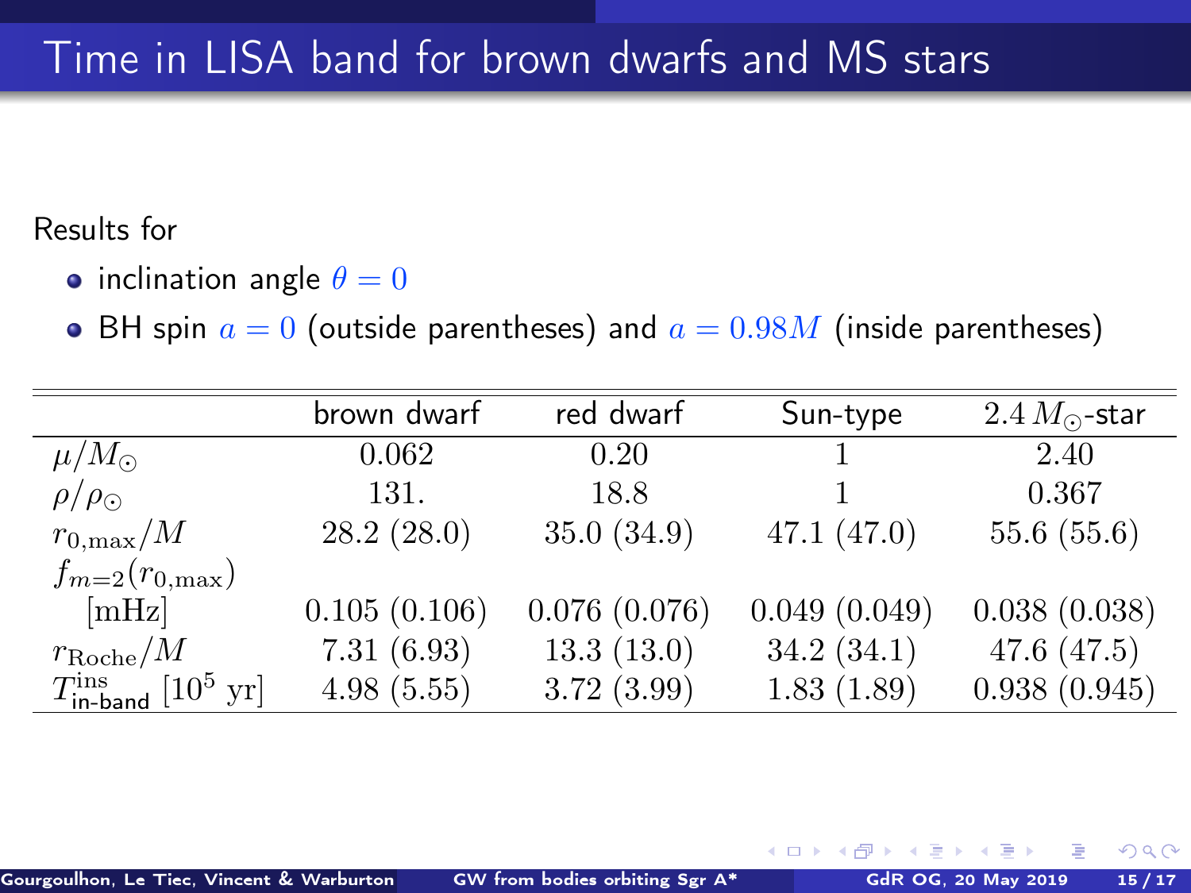# Time in LISA band for brown dwarfs and MS stars

Results for

- inclination angle $\theta = 0$
- BH spin $a = 0$ (outside parentheses) and $a = 0.98M$ (inside parentheses)

| | brown dwarf | red dwarf | Sun-type | $2.4\, M_\odot$-star |
|---|---|---|---|---|
| $\mu/M_\odot$ | 0.062 | 0.20 | 1 | 2.40 |
| $\rho/\rho_\odot$ | 131. | 18.8 | 1 | 0.367 |
| $r_{0,\mathrm{max}}/M$ | 28.2 (28.0) | 35.0 (34.9) | 47.1 (47.0) | 55.6 (55.6) |
| $f_{m=2}(r_{0,\mathrm{max}})$ [mHz] | 0.105 (0.106) | 0.076 (0.076) | 0.049 (0.049) | 0.038 (0.038) |
| $r_{\mathrm{Roche}}/M$ | 7.31 (6.93) | 13.3 (13.0) | 34.2 (34.1) | 47.6 (47.5) |
| $T^{\mathrm{ins}}_{\text{in-band}}$ [$10^5$ yr] | 4.98 (5.55) | 3.72 (3.99) | 1.83 (1.89) | 0.938 (0.945) |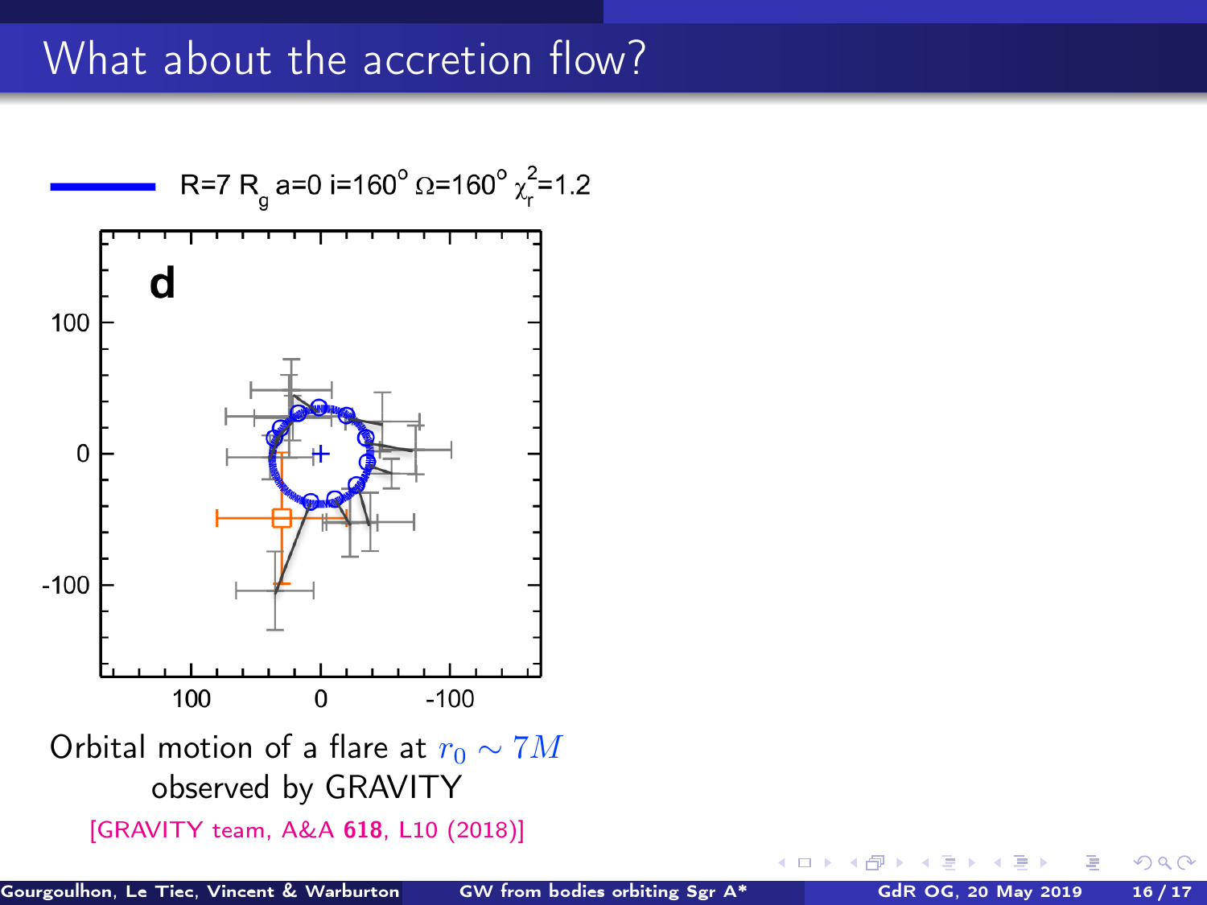# What about the accretion flow?

R=7 $R_g$ a=0 i=160° Ω=160° $\chi_r^2$=1.2

Orbital motion of a flare at $r_0 \sim 7M$ observed by GRAVITY

[GRAVITY team, A&A **618**, L10 (2018)]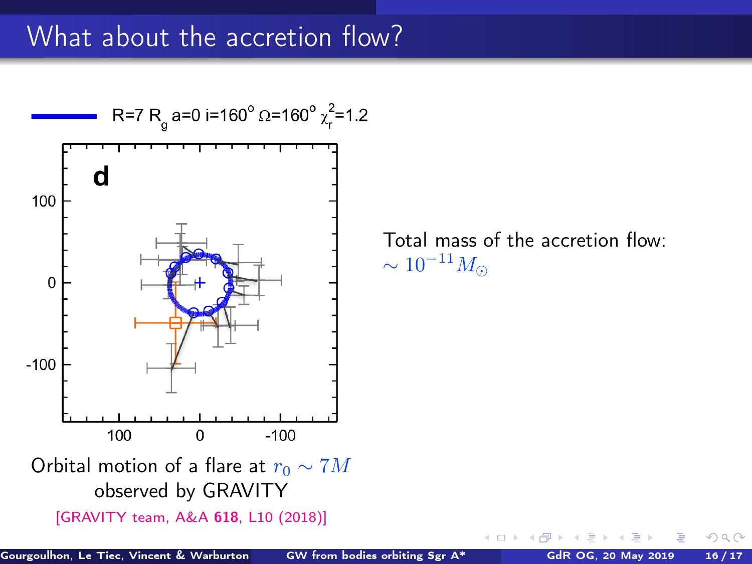# What about the accretion flow?

R=7 $R_g$ a=0 i=160° Ω=160° $\chi_r^2$=1.2

Orbital motion of a flare at $r_0 \sim 7M$ observed by GRAVITY

[GRAVITY team, A&A **618**, L10 (2018)]

Total mass of the accretion flow: $\sim 10^{-11} M_\odot$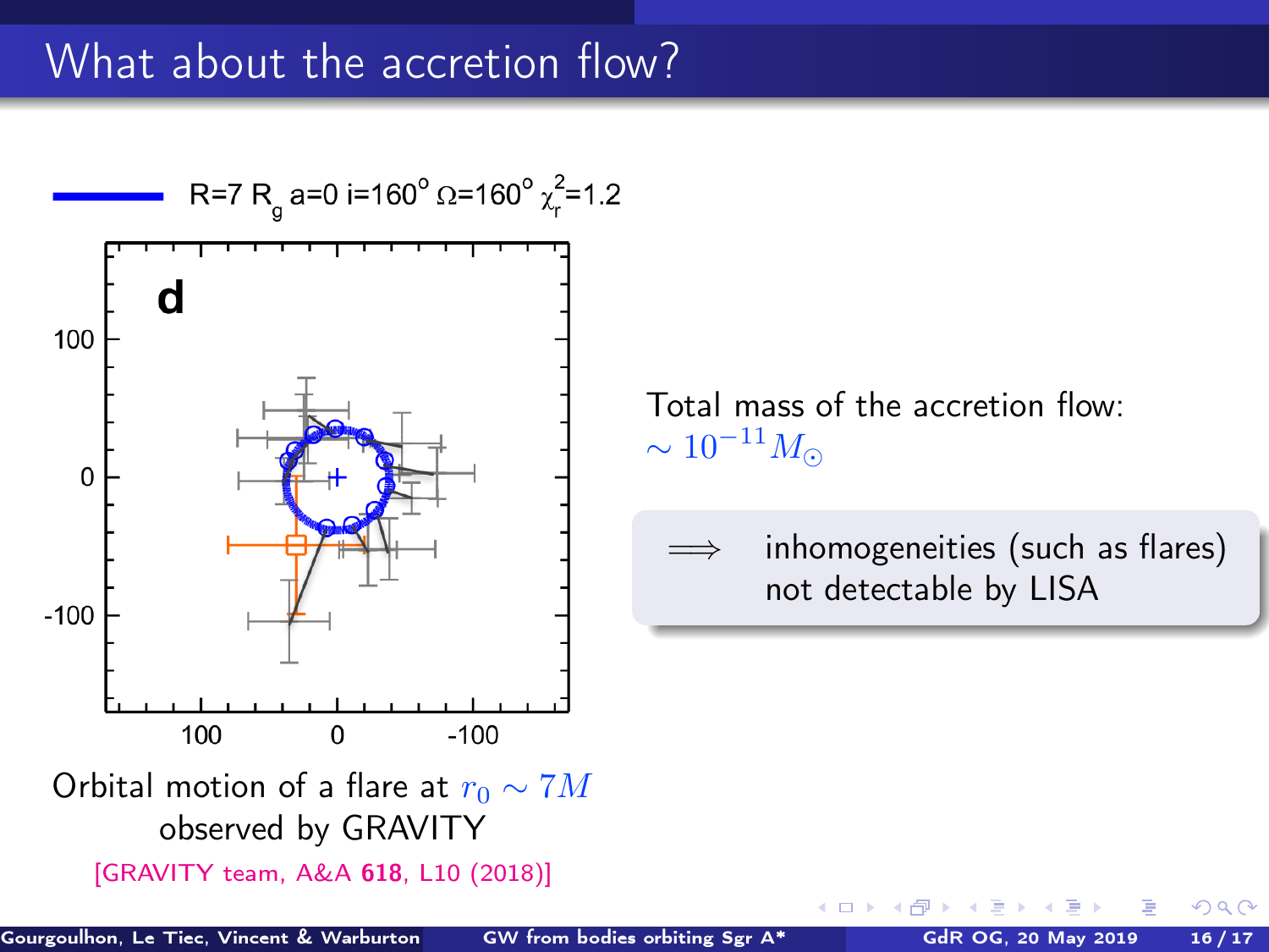# What about the accretion flow?

R=7 $R_g$ a=0 i=160° Ω=160° $\chi_r^2$=1.2

Orbital motion of a flare at $r_0 \sim 7M$ observed by GRAVITY

[GRAVITY team, A&A **618**, L10 (2018)]

Total mass of the accretion flow: $\sim 10^{-11} M_\odot$

$\Longrightarrow$ inhomogeneities (such as flares) not detectable by LISA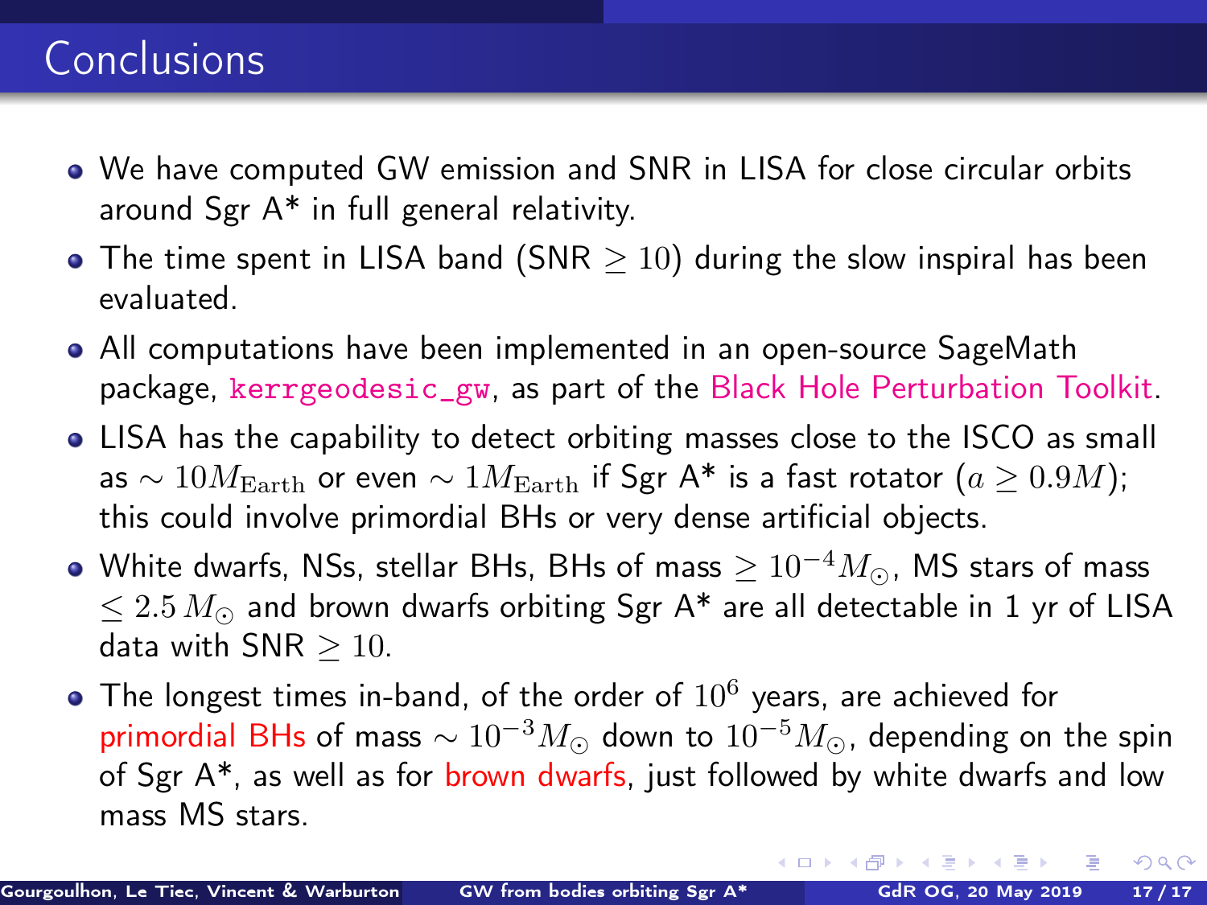# Conclusions

- We have computed GW emission and SNR in LISA for close circular orbits around Sgr A* in full general relativity.
- The time spent in LISA band (SNR $\geq 10$) during the slow inspiral has been evaluated.
- All computations have been implemented in an open-source SageMath package, `kerrgeodesic_gw`, as part of the Black Hole Perturbation Toolkit.
- LISA has the capability to detect orbiting masses close to the ISCO as small as $\sim 10 M_{\rm Earth}$ or even $\sim 1 M_{\rm Earth}$ if Sgr A* is a fast rotator ($a \geq 0.9M$); this could involve primordial BHs or very dense artificial objects.
- White dwarfs, NSs, stellar BHs, BHs of mass $\geq 10^{-4} M_\odot$, MS stars of mass $\leq 2.5\, M_\odot$ and brown dwarfs orbiting Sgr A* are all detectable in 1 yr of LISA data with SNR $\geq 10$.
- The longest times in-band, of the order of $10^6$ years, are achieved for primordial BHs of mass $\sim 10^{-3} M_\odot$ down to $10^{-5} M_\odot$, depending on the spin of Sgr A*, as well as for brown dwarfs, just followed by white dwarfs and low mass MS stars.